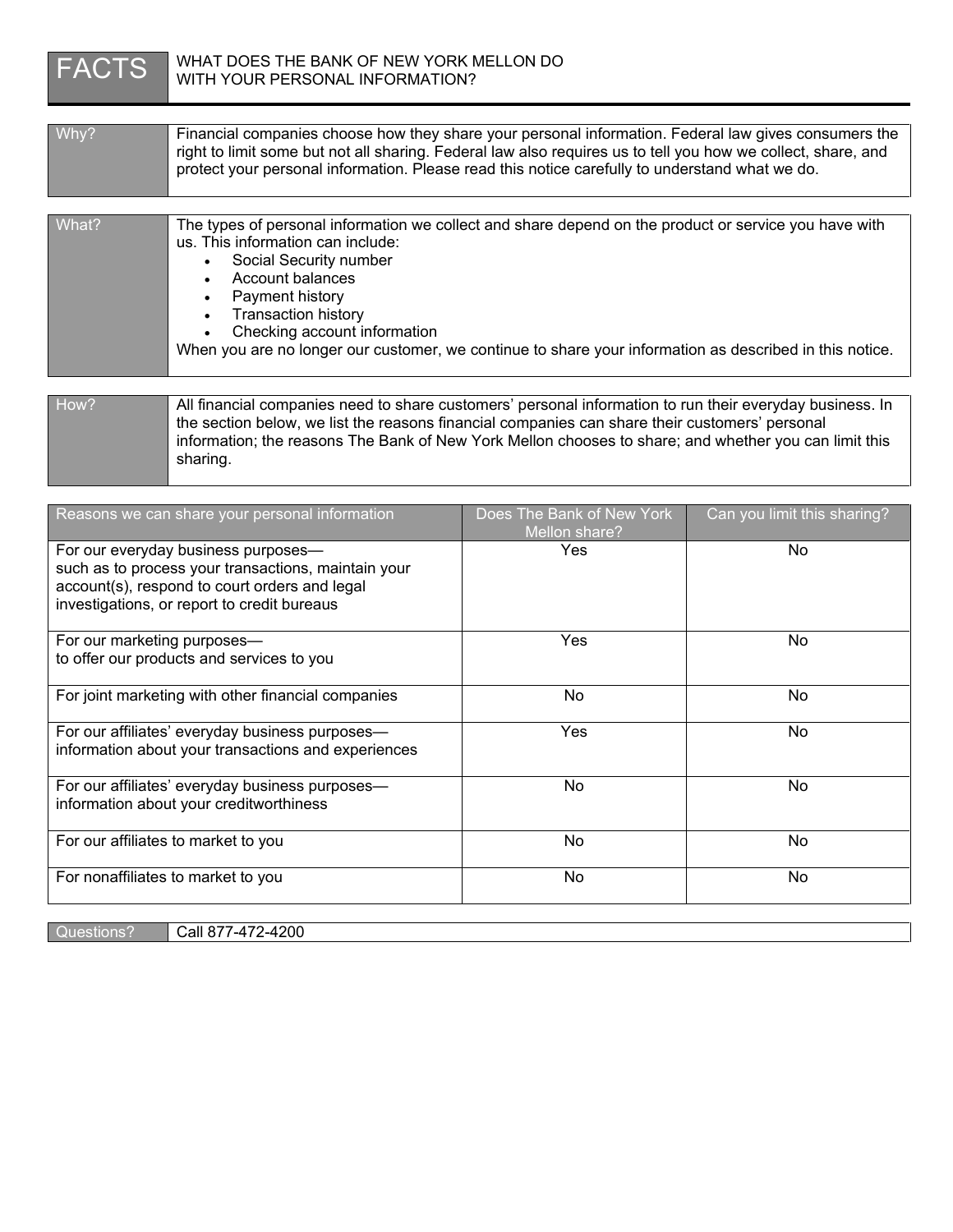# FACTS

## WHAT DOES THE BANK OF NEW YORK MELLON DO WITH YOUR PERSONAL INFORMATION?

| | |
|---|---|
| **Why?** | Financial companies choose how they share your personal information. Federal law gives consumers the right to limit some but not all sharing. Federal law also requires us to tell you how we collect, share, and protect your personal information. Please read this notice carefully to understand what we do. |

| | |
|---|---|
| **What?** | The types of personal information we collect and share depend on the product or service you have with us. This information can include:<br>• Social Security number<br>• Account balances<br>• Payment history<br>• Transaction history<br>• Checking account information<br>When you are no longer our customer, we continue to share your information as described in this notice. |

| | |
|---|---|
| **How?** | All financial companies need to share customers' personal information to run their everyday business. In the section below, we list the reasons financial companies can share their customers' personal information; the reasons The Bank of New York Mellon chooses to share; and whether you can limit this sharing. |

| Reasons we can share your personal information | Does The Bank of New York Mellon share? | Can you limit this sharing? |
|---|---|---|
| For our everyday business purposes— such as to process your transactions, maintain your account(s), respond to court orders and legal investigations, or report to credit bureaus | Yes | No |
| For our marketing purposes— to offer our products and services to you | Yes | No |
| For joint marketing with other financial companies | No | No |
| For our affiliates' everyday business purposes— information about your transactions and experiences | Yes | No |
| For our affiliates' everyday business purposes— information about your creditworthiness | No | No |
| For our affiliates to market to you | No | No |
| For nonaffiliates to market to you | No | No |

| | |
|---|---|
| **Questions?** | Call 877-472-4200 |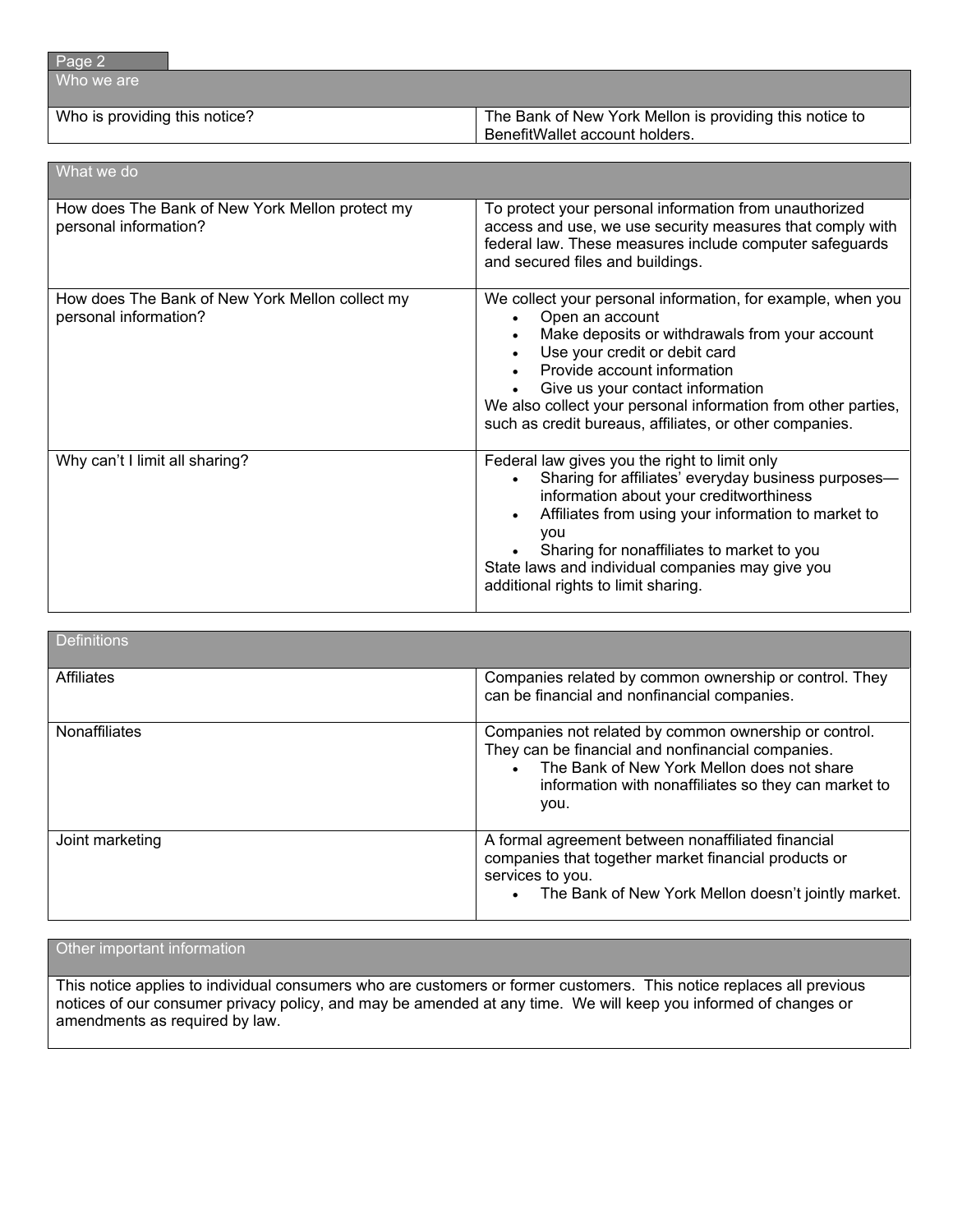## Who we are

| | |
|---|---|
| Who is providing this notice? | The Bank of New York Mellon is providing this notice to BenefitWallet account holders. |

## What we do

| | |
|---|---|
| How does The Bank of New York Mellon protect my personal information? | To protect your personal information from unauthorized access and use, we use security measures that comply with federal law. These measures include computer safeguards and secured files and buildings. |
| How does The Bank of New York Mellon collect my personal information? | We collect your personal information, for example, when you<br>• Open an account<br>• Make deposits or withdrawals from your account<br>• Use your credit or debit card<br>• Provide account information<br>• Give us your contact information<br>We also collect your personal information from other parties, such as credit bureaus, affiliates, or other companies. |
| Why can't I limit all sharing? | Federal law gives you the right to limit only<br>• Sharing for affiliates' everyday business purposes—information about your creditworthiness<br>• Affiliates from using your information to market to you<br>• Sharing for nonaffiliates to market to you<br>State laws and individual companies may give you additional rights to limit sharing. |

## Definitions

| | |
|---|---|
| Affiliates | Companies related by common ownership or control. They can be financial and nonfinancial companies. |
| Nonaffiliates | Companies not related by common ownership or control. They can be financial and nonfinancial companies.<br>• The Bank of New York Mellon does not share information with nonaffiliates so they can market to you. |
| Joint marketing | A formal agreement between nonaffiliated financial companies that together market financial products or services to you.<br>• The Bank of New York Mellon doesn't jointly market. |

## Other important information

This notice applies to individual consumers who are customers or former customers. This notice replaces all previous notices of our consumer privacy policy, and may be amended at any time. We will keep you informed of changes or amendments as required by law.